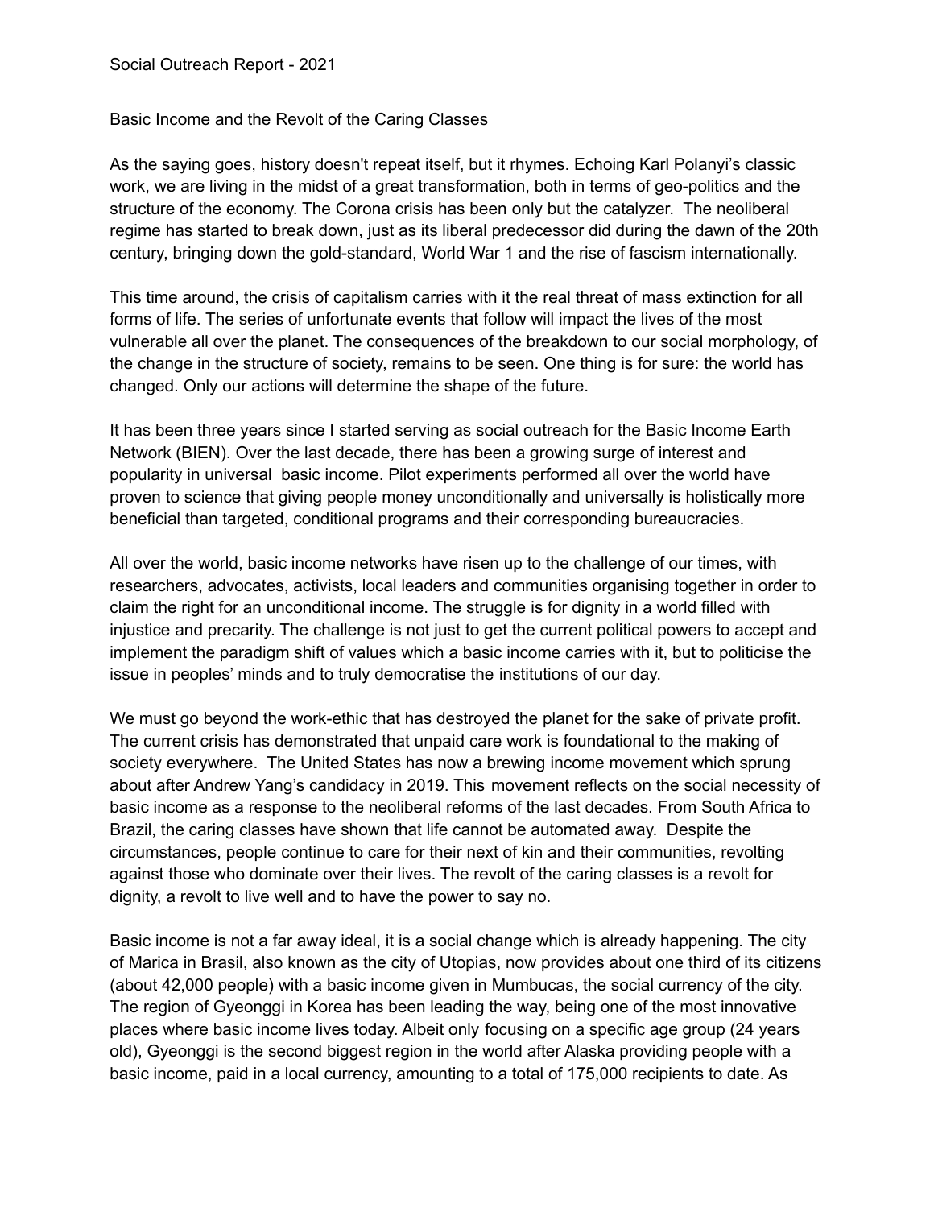Social Outreach Report - 2021

## Basic Income and the Revolt of the Caring Classes

As the saying goes, history doesn't repeat itself, but it rhymes. Echoing Karl Polanyi's classic work, we are living in the midst of a great transformation, both in terms of geo-politics and the structure of the economy. The Corona crisis has been only but the catalyzer. The neoliberal regime has started to break down, just as its liberal predecessor did during the dawn of the 20th century, bringing down the gold-standard, World War 1 and the rise of fascism internationally.

This time around, the crisis of capitalism carries with it the real threat of mass extinction for all forms of life. The series of unfortunate events that follow will impact the lives of the most vulnerable all over the planet. The consequences of the breakdown to our social morphology, of the change in the structure of society, remains to be seen. One thing is for sure: the world has changed. Only our actions will determine the shape of the future.

It has been three years since I started serving as social outreach for the Basic Income Earth Network (BIEN). Over the last decade, there has been a growing surge of interest and popularity in universal basic income. Pilot experiments performed all over the world have proven to science that giving people money unconditionally and universally is holistically more beneficial than targeted, conditional programs and their corresponding bureaucracies.

All over the world, basic income networks have risen up to the challenge of our times, with researchers, advocates, activists, local leaders and communities organising together in order to claim the right for an unconditional income. The struggle is for dignity in a world filled with injustice and precarity. The challenge is not just to get the current political powers to accept and implement the paradigm shift of values which a basic income carries with it, but to politicise the issue in peoples' minds and to truly democratise the institutions of our day.

We must go beyond the work-ethic that has destroyed the planet for the sake of private profit. The current crisis has demonstrated that unpaid care work is foundational to the making of society everywhere. The United States has now a brewing income movement which sprung about after Andrew Yang's candidacy in 2019. This movement reflects on the social necessity of basic income as a response to the neoliberal reforms of the last decades. From South Africa to Brazil, the caring classes have shown that life cannot be automated away. Despite the circumstances, people continue to care for their next of kin and their communities, revolting against those who dominate over their lives. The revolt of the caring classes is a revolt for dignity, a revolt to live well and to have the power to say no.

Basic income is not a far away ideal, it is a social change which is already happening. The city of Marica in Brasil, also known as the city of Utopias, now provides about one third of its citizens (about 42,000 people) with a basic income given in Mumbucas, the social currency of the city. The region of Gyeonggi in Korea has been leading the way, being one of the most innovative places where basic income lives today. Albeit only focusing on a specific age group (24 years old), Gyeonggi is the second biggest region in the world after Alaska providing people with a basic income, paid in a local currency, amounting to a total of 175,000 recipients to date. As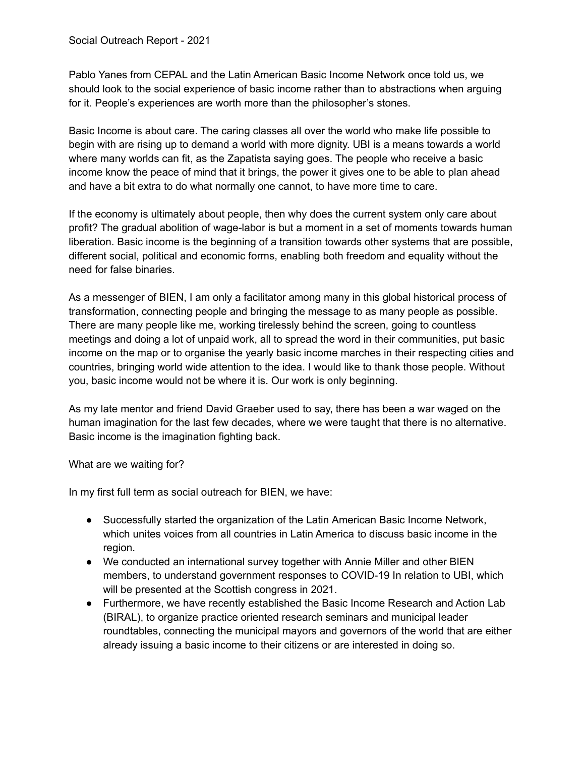Social Outreach Report - 2021

Pablo Yanes from CEPAL and the Latin American Basic Income Network once told us, we should look to the social experience of basic income rather than to abstractions when arguing for it. People's experiences are worth more than the philosopher's stones.

Basic Income is about care. The caring classes all over the world who make life possible to begin with are rising up to demand a world with more dignity. UBI is a means towards a world where many worlds can fit, as the Zapatista saying goes. The people who receive a basic income know the peace of mind that it brings, the power it gives one to be able to plan ahead and have a bit extra to do what normally one cannot, to have more time to care.

If the economy is ultimately about people, then why does the current system only care about profit? The gradual abolition of wage-labor is but a moment in a set of moments towards human liberation. Basic income is the beginning of a transition towards other systems that are possible, different social, political and economic forms, enabling both freedom and equality without the need for false binaries.

As a messenger of BIEN, I am only a facilitator among many in this global historical process of transformation, connecting people and bringing the message to as many people as possible. There are many people like me, working tirelessly behind the screen, going to countless meetings and doing a lot of unpaid work, all to spread the word in their communities, put basic income on the map or to organise the yearly basic income marches in their respecting cities and countries, bringing world wide attention to the idea. I would like to thank those people. Without you, basic income would not be where it is. Our work is only beginning.

As my late mentor and friend David Graeber used to say, there has been a war waged on the human imagination for the last few decades, where we were taught that there is no alternative. Basic income is the imagination fighting back.

What are we waiting for?

In my first full term as social outreach for BIEN, we have:

- Successfully started the organization of the Latin American Basic Income Network, which unites voices from all countries in Latin America to discuss basic income in the region.
- We conducted an international survey together with Annie Miller and other BIEN members, to understand government responses to COVID-19 In relation to UBI, which will be presented at the Scottish congress in 2021.
- Furthermore, we have recently established the Basic Income Research and Action Lab (BIRAL), to organize practice oriented research seminars and municipal leader roundtables, connecting the municipal mayors and governors of the world that are either already issuing a basic income to their citizens or are interested in doing so.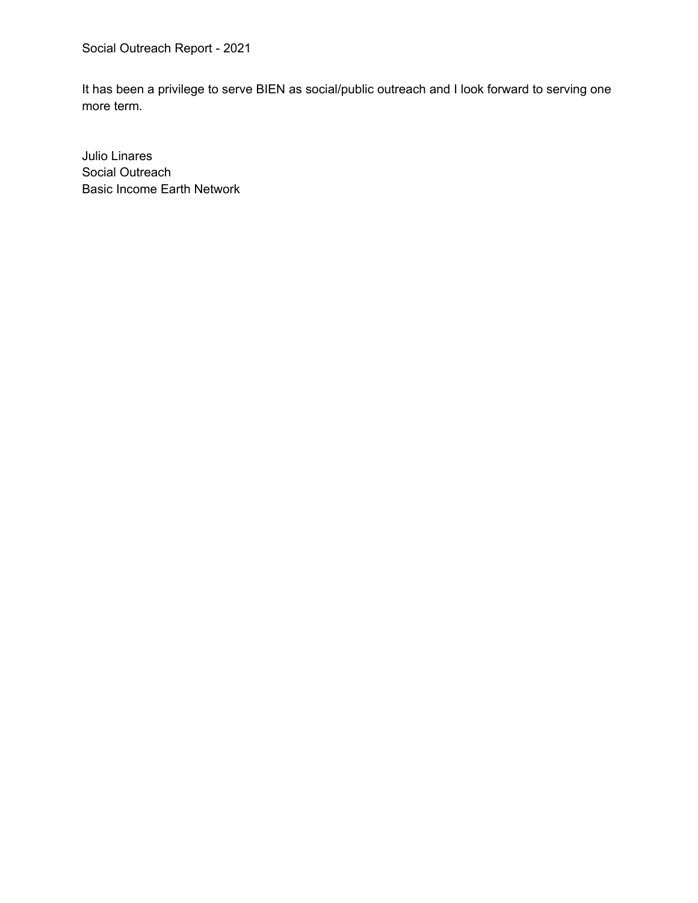Social Outreach Report - 2021

It has been a privilege to serve BIEN as social/public outreach and I look forward to serving one more term.

Julio Linares  
Social Outreach  
Basic Income Earth Network